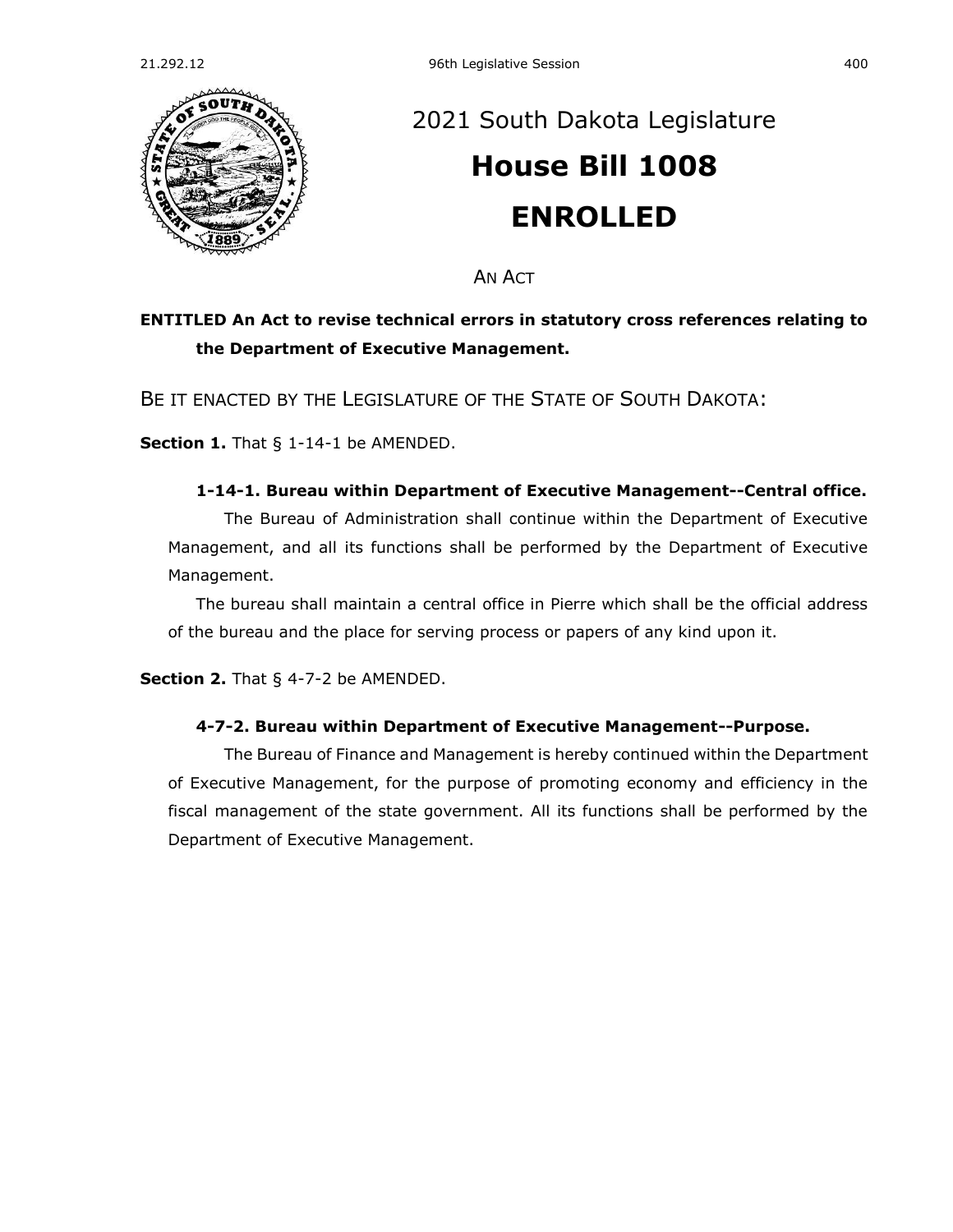# 2021 South Dakota Legislature

# House Bill 1008

# ENROLLED

AN ACT

**ENTITLED An Act to revise technical errors in statutory cross references relating to the Department of Executive Management.**

BE IT ENACTED BY THE LEGISLATURE OF THE STATE OF SOUTH DAKOTA:

**Section 1.** That § 1-14-1 be AMENDED.

**1-14-1. Bureau within Department of Executive Management--Central office.**

The Bureau of Administration shall continue within the Department of Executive Management, and all its functions shall be performed by the Department of Executive Management.

The bureau shall maintain a central office in Pierre which shall be the official address of the bureau and the place for serving process or papers of any kind upon it.

**Section 2.** That § 4-7-2 be AMENDED.

**4-7-2. Bureau within Department of Executive Management--Purpose.**

The Bureau of Finance and Management is hereby continued within the Department of Executive Management, for the purpose of promoting economy and efficiency in the fiscal management of the state government. All its functions shall be performed by the Department of Executive Management.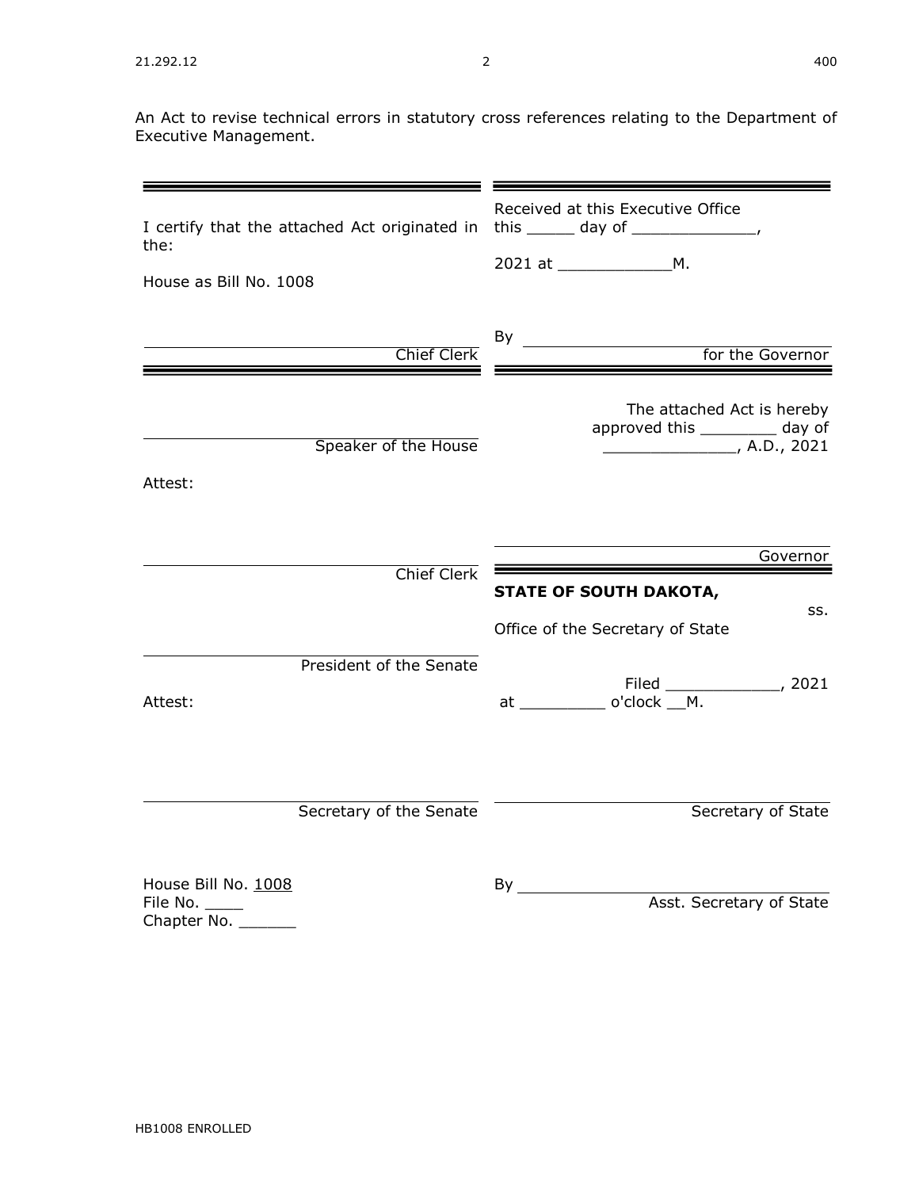An Act to revise technical errors in statutory cross references relating to the Department of Executive Management.

I certify that the attached Act originated in the:

House as Bill No. 1008

Chief Clerk

Speaker of the House

Attest:

Chief Clerk

President of the Senate

Attest:

Secretary of the Senate

House Bill No. 1008
File No. ____
Chapter No. ______

Received at this Executive Office this _____ day of _____________,

2021 at ____________M.

By
for the Governor

The attached Act is hereby approved this ________ day of ______________, A.D., 2021

Governor

**STATE OF SOUTH DAKOTA,**

ss.

Office of the Secretary of State

Filed ____________, 2021 at _________ o'clock __M.

Secretary of State

By
Asst. Secretary of State